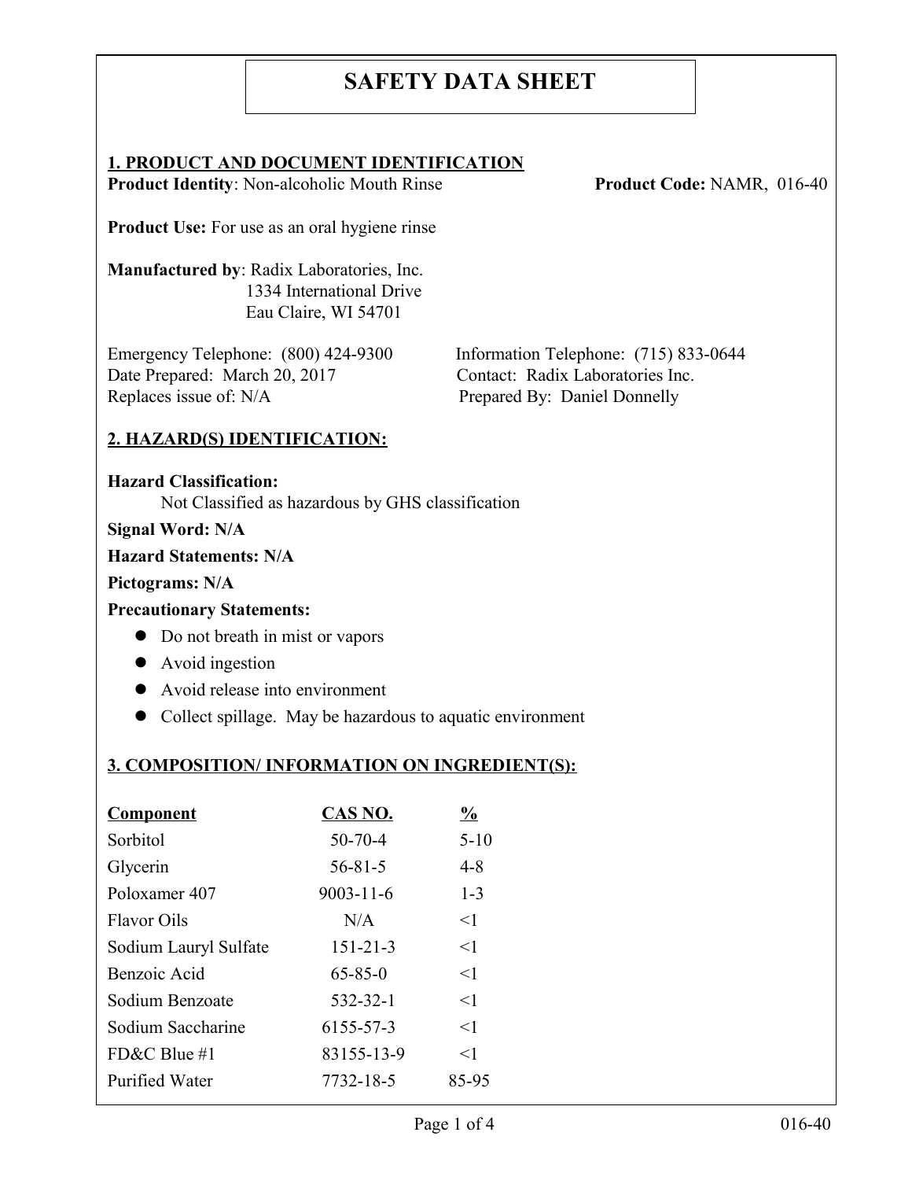# SAFETY DATA SHEET

## 1. PRODUCT AND DOCUMENT IDENTIFICATION

**Product Identity**: Non-alcoholic Mouth Rinse **Product Code:** NAMR, 016-40

**Product Use:** For use as an oral hygiene rinse

**Manufactured by**: Radix Laboratories, Inc.
1334 International Drive
Eau Claire, WI 54701

Emergency Telephone: (800) 424-9300
Date Prepared: March 20, 2017
Replaces issue of: N/A

Information Telephone: (715) 833-0644
Contact: Radix Laboratories Inc.
Prepared By: Daniel Donnelly

## 2. HAZARD(S) IDENTIFICATION:

**Hazard Classification:**
Not Classified as hazardous by GHS classification

**Signal Word: N/A**

**Hazard Statements: N/A**

**Pictograms: N/A**

**Precautionary Statements:**

- Do not breath in mist or vapors
- Avoid ingestion
- Avoid release into environment
- Collect spillage. May be hazardous to aquatic environment

## 3. COMPOSITION/ INFORMATION ON INGREDIENT(S):

| Component | CAS NO. | % |
|---|---|---|
| Sorbitol | 50-70-4 | 5-10 |
| Glycerin | 56-81-5 | 4-8 |
| Poloxamer 407 | 9003-11-6 | 1-3 |
| Flavor Oils | N/A | <1 |
| Sodium Lauryl Sulfate | 151-21-3 | <1 |
| Benzoic Acid | 65-85-0 | <1 |
| Sodium Benzoate | 532-32-1 | <1 |
| Sodium Saccharine | 6155-57-3 | <1 |
| FD&C Blue #1 | 83155-13-9 | <1 |
| Purified Water | 7732-18-5 | 85-95 |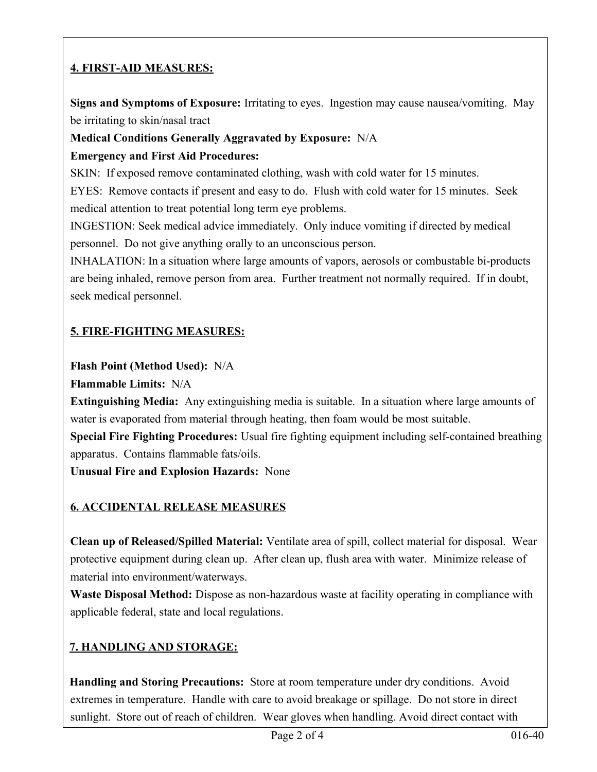## 4. FIRST-AID MEASURES:

**Signs and Symptoms of Exposure:** Irritating to eyes. Ingestion may cause nausea/vomiting. May be irritating to skin/nasal tract

**Medical Conditions Generally Aggravated by Exposure:** N/A

**Emergency and First Aid Procedures:**

SKIN: If exposed remove contaminated clothing, wash with cold water for 15 minutes.

EYES: Remove contacts if present and easy to do. Flush with cold water for 15 minutes. Seek medical attention to treat potential long term eye problems.

INGESTION: Seek medical advice immediately. Only induce vomiting if directed by medical personnel. Do not give anything orally to an unconscious person.

INHALATION: In a situation where large amounts of vapors, aerosols or combustable bi-products are being inhaled, remove person from area. Further treatment not normally required. If in doubt, seek medical personnel.

## 5. FIRE-FIGHTING MEASURES:

**Flash Point (Method Used):** N/A

**Flammable Limits:** N/A

**Extinguishing Media:** Any extinguishing media is suitable. In a situation where large amounts of water is evaporated from material through heating, then foam would be most suitable.

**Special Fire Fighting Procedures:** Usual fire fighting equipment including self-contained breathing apparatus. Contains flammable fats/oils.

**Unusual Fire and Explosion Hazards:** None

## 6. ACCIDENTAL RELEASE MEASURES

**Clean up of Released/Spilled Material:** Ventilate area of spill, collect material for disposal. Wear protective equipment during clean up. After clean up, flush area with water. Minimize release of material into environment/waterways.

**Waste Disposal Method:** Dispose as non-hazardous waste at facility operating in compliance with applicable federal, state and local regulations.

## 7. HANDLING AND STORAGE:

**Handling and Storing Precautions:** Store at room temperature under dry conditions. Avoid extremes in temperature. Handle with care to avoid breakage or spillage. Do not store in direct sunlight. Store out of reach of children. Wear gloves when handling. Avoid direct contact with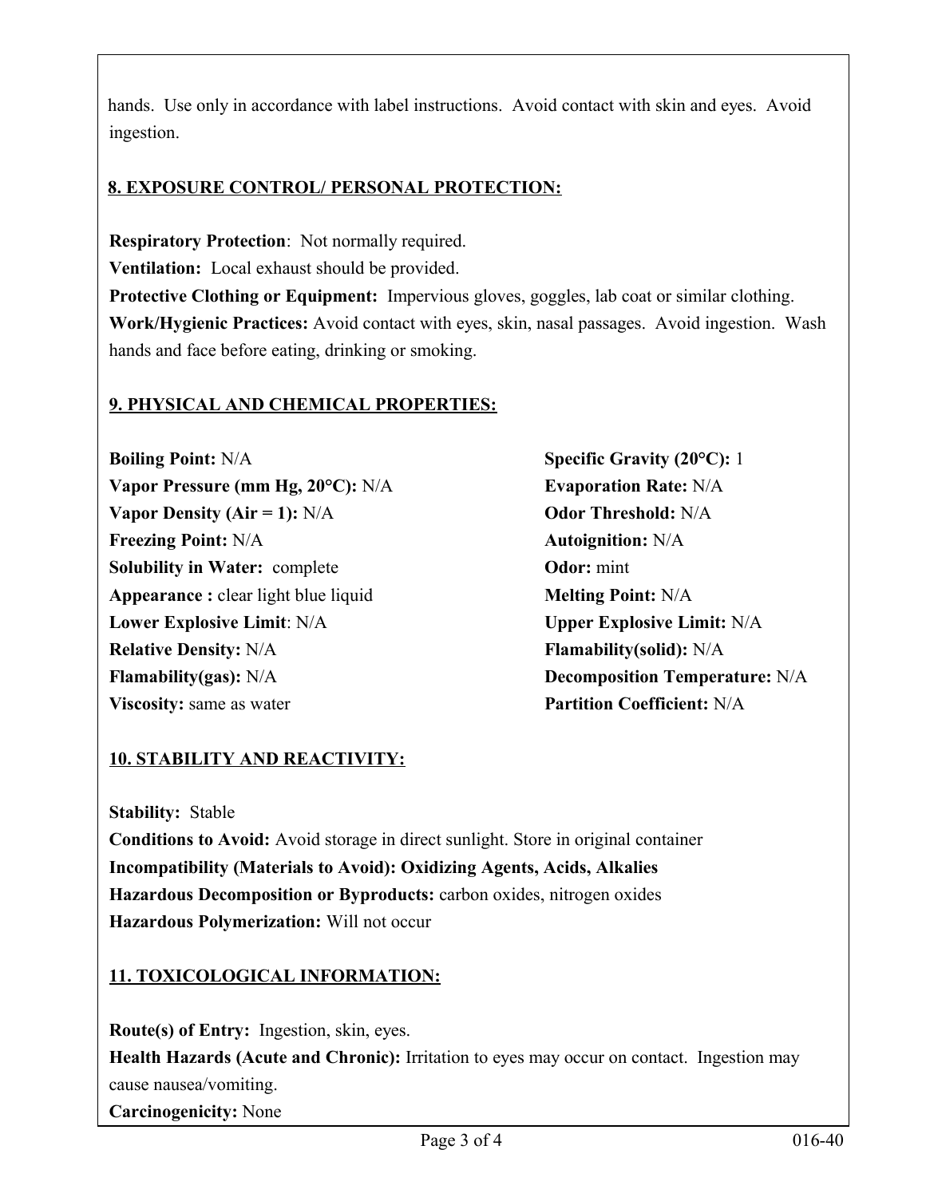hands. Use only in accordance with label instructions. Avoid contact with skin and eyes. Avoid ingestion.

## 8. EXPOSURE CONTROL/ PERSONAL PROTECTION:

**Respiratory Protection**: Not normally required.
**Ventilation:** Local exhaust should be provided.
**Protective Clothing or Equipment:** Impervious gloves, goggles, lab coat or similar clothing.
**Work/Hygienic Practices:** Avoid contact with eyes, skin, nasal passages. Avoid ingestion. Wash hands and face before eating, drinking or smoking.

## 9. PHYSICAL AND CHEMICAL PROPERTIES:

**Boiling Point:** N/A
**Vapor Pressure (mm Hg, 20°C):** N/A
**Vapor Density (Air = 1):** N/A
**Freezing Point:** N/A
**Solubility in Water:** complete
**Appearance :** clear light blue liquid
**Lower Explosive Limit**: N/A
**Relative Density:** N/A
**Flamability(gas):** N/A
**Viscosity:** same as water
**Specific Gravity (20°C):** 1
**Evaporation Rate:** N/A
**Odor Threshold:** N/A
**Autoignition:** N/A
**Odor:** mint
**Melting Point:** N/A
**Upper Explosive Limit:** N/A
**Flamability(solid):** N/A
**Decomposition Temperature:** N/A
**Partition Coefficient:** N/A

## 10. STABILITY AND REACTIVITY:

**Stability:** Stable
**Conditions to Avoid:** Avoid storage in direct sunlight. Store in original container
**Incompatibility (Materials to Avoid): Oxidizing Agents, Acids, Alkalies**
**Hazardous Decomposition or Byproducts:** carbon oxides, nitrogen oxides
**Hazardous Polymerization:** Will not occur

## 11. TOXICOLOGICAL INFORMATION:

**Route(s) of Entry:** Ingestion, skin, eyes.
**Health Hazards (Acute and Chronic):** Irritation to eyes may occur on contact. Ingestion may cause nausea/vomiting.
**Carcinogenicity:** None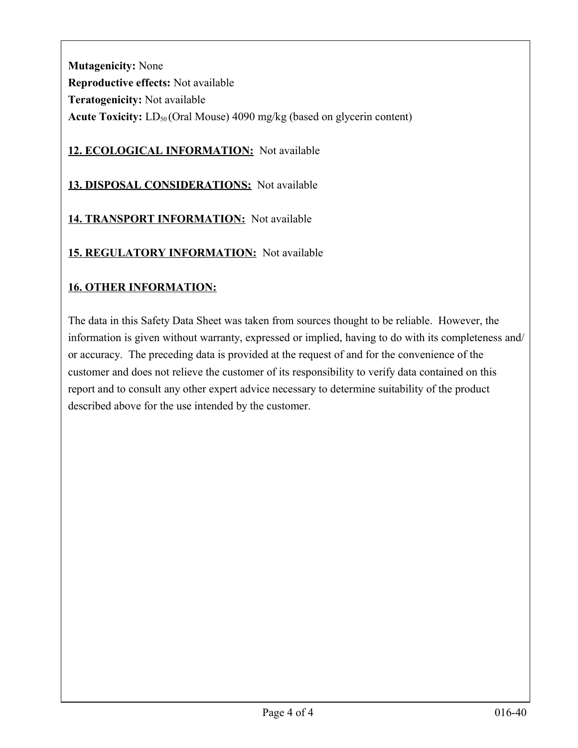**Mutagenicity:** None
**Reproductive effects:** Not available
**Teratogenicity:** Not available
**Acute Toxicity:** $LD_{50}$ (Oral Mouse) 4090 mg/kg (based on glycerin content)

## 12. ECOLOGICAL INFORMATION: Not available

## 13. DISPOSAL CONSIDERATIONS: Not available

## 14. TRANSPORT INFORMATION: Not available

## 15. REGULATORY INFORMATION: Not available

## 16. OTHER INFORMATION:

The data in this Safety Data Sheet was taken from sources thought to be reliable. However, the information is given without warranty, expressed or implied, having to do with its completeness and/ or accuracy. The preceding data is provided at the request of and for the convenience of the customer and does not relieve the customer of its responsibility to verify data contained on this report and to consult any other expert advice necessary to determine suitability of the product described above for the use intended by the customer.